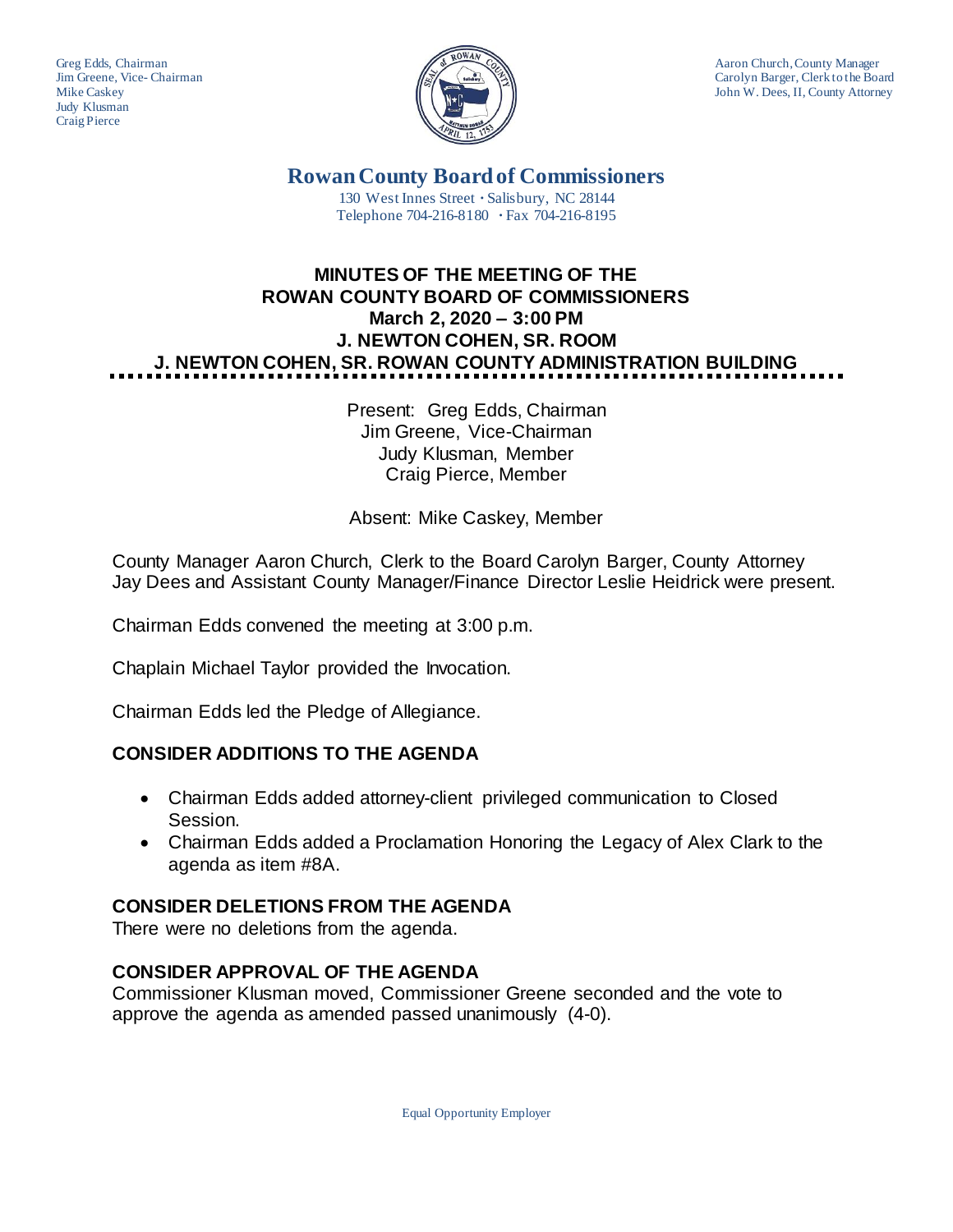Greg Edds, Chairman
Jim Greene, Vice- Chairman
Mike Caskey
Judy Klusman
Craig Pierce

Aaron Church, County Manager
Carolyn Barger, Clerk to the Board
John W. Dees, II, County Attorney

# Rowan County Board of Commissioners

130 West Innes Street ∙ Salisbury, NC 28144
Telephone 704-216-8180 ∙ Fax 704-216-8195

## MINUTES OF THE MEETING OF THE ROWAN COUNTY BOARD OF COMMISSIONERS
## March 2, 2020 – 3:00 PM
## J. NEWTON COHEN, SR. ROOM
## J. NEWTON COHEN, SR. ROWAN COUNTY ADMINISTRATION BUILDING

Present: Greg Edds, Chairman
Jim Greene, Vice-Chairman
Judy Klusman, Member
Craig Pierce, Member

Absent: Mike Caskey, Member

County Manager Aaron Church, Clerk to the Board Carolyn Barger, County Attorney Jay Dees and Assistant County Manager/Finance Director Leslie Heidrick were present.

Chairman Edds convened the meeting at 3:00 p.m.

Chaplain Michael Taylor provided the Invocation.

Chairman Edds led the Pledge of Allegiance.

### CONSIDER ADDITIONS TO THE AGENDA

- Chairman Edds added attorney-client privileged communication to Closed Session.
- Chairman Edds added a Proclamation Honoring the Legacy of Alex Clark to the agenda as item #8A.

### CONSIDER DELETIONS FROM THE AGENDA

There were no deletions from the agenda.

### CONSIDER APPROVAL OF THE AGENDA

Commissioner Klusman moved, Commissioner Greene seconded and the vote to approve the agenda as amended passed unanimously (4-0).

Equal Opportunity Employer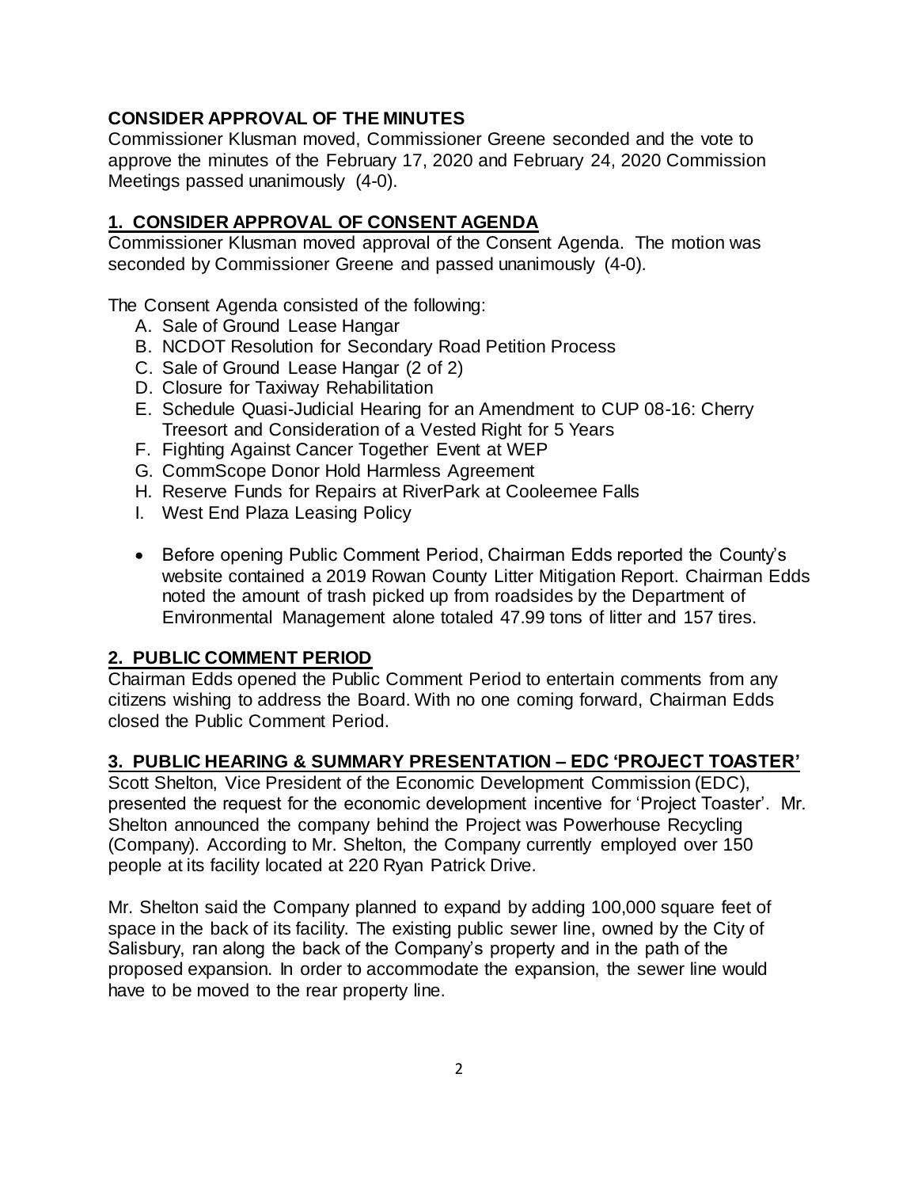## CONSIDER APPROVAL OF THE MINUTES

Commissioner Klusman moved, Commissioner Greene seconded and the vote to approve the minutes of the February 17, 2020 and February 24, 2020 Commission Meetings passed unanimously (4-0).

## 1. CONSIDER APPROVAL OF CONSENT AGENDA

Commissioner Klusman moved approval of the Consent Agenda. The motion was seconded by Commissioner Greene and passed unanimously (4-0).

The Consent Agenda consisted of the following:

A. Sale of Ground Lease Hangar
B. NCDOT Resolution for Secondary Road Petition Process
C. Sale of Ground Lease Hangar (2 of 2)
D. Closure for Taxiway Rehabilitation
E. Schedule Quasi-Judicial Hearing for an Amendment to CUP 08-16: Cherry Treesort and Consideration of a Vested Right for 5 Years
F. Fighting Against Cancer Together Event at WEP
G. CommScope Donor Hold Harmless Agreement
H. Reserve Funds for Repairs at RiverPark at Cooleemee Falls
I. West End Plaza Leasing Policy

- Before opening Public Comment Period, Chairman Edds reported the County's website contained a 2019 Rowan County Litter Mitigation Report. Chairman Edds noted the amount of trash picked up from roadsides by the Department of Environmental Management alone totaled 47.99 tons of litter and 157 tires.

## 2. PUBLIC COMMENT PERIOD

Chairman Edds opened the Public Comment Period to entertain comments from any citizens wishing to address the Board. With no one coming forward, Chairman Edds closed the Public Comment Period.

## 3. PUBLIC HEARING & SUMMARY PRESENTATION – EDC 'PROJECT TOASTER'

Scott Shelton, Vice President of the Economic Development Commission (EDC), presented the request for the economic development incentive for 'Project Toaster'. Mr. Shelton announced the company behind the Project was Powerhouse Recycling (Company). According to Mr. Shelton, the Company currently employed over 150 people at its facility located at 220 Ryan Patrick Drive.

Mr. Shelton said the Company planned to expand by adding 100,000 square feet of space in the back of its facility. The existing public sewer line, owned by the City of Salisbury, ran along the back of the Company's property and in the path of the proposed expansion. In order to accommodate the expansion, the sewer line would have to be moved to the rear property line.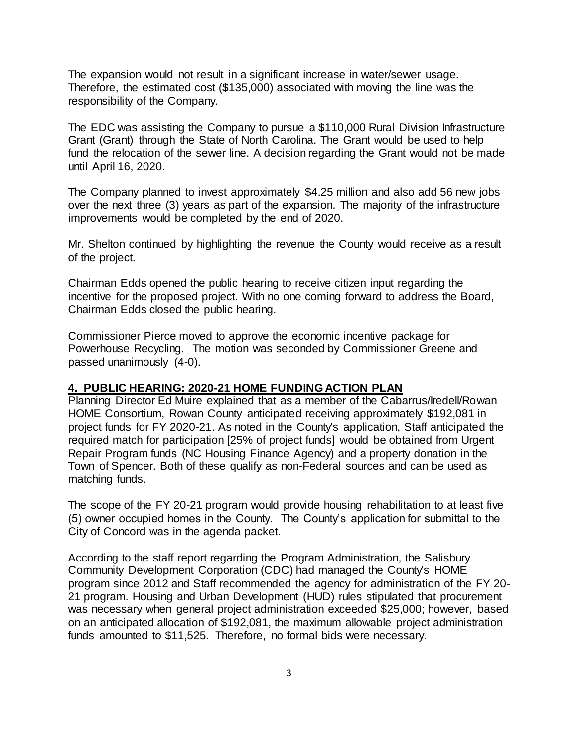The expansion would not result in a significant increase in water/sewer usage. Therefore, the estimated cost ($135,000) associated with moving the line was the responsibility of the Company.

The EDC was assisting the Company to pursue a $110,000 Rural Division Infrastructure Grant (Grant) through the State of North Carolina. The Grant would be used to help fund the relocation of the sewer line. A decision regarding the Grant would not be made until April 16, 2020.

The Company planned to invest approximately $4.25 million and also add 56 new jobs over the next three (3) years as part of the expansion. The majority of the infrastructure improvements would be completed by the end of 2020.

Mr. Shelton continued by highlighting the revenue the County would receive as a result of the project.

Chairman Edds opened the public hearing to receive citizen input regarding the incentive for the proposed project. With no one coming forward to address the Board, Chairman Edds closed the public hearing.

Commissioner Pierce moved to approve the economic incentive package for Powerhouse Recycling. The motion was seconded by Commissioner Greene and passed unanimously (4-0).

## **4. PUBLIC HEARING: 2020-21 HOME FUNDING ACTION PLAN**

Planning Director Ed Muire explained that as a member of the Cabarrus/Iredell/Rowan HOME Consortium, Rowan County anticipated receiving approximately $192,081 in project funds for FY 2020-21. As noted in the County's application, Staff anticipated the required match for participation [25% of project funds] would be obtained from Urgent Repair Program funds (NC Housing Finance Agency) and a property donation in the Town of Spencer. Both of these qualify as non-Federal sources and can be used as matching funds.

The scope of the FY 20-21 program would provide housing rehabilitation to at least five (5) owner occupied homes in the County. The County's application for submittal to the City of Concord was in the agenda packet.

According to the staff report regarding the Program Administration, the Salisbury Community Development Corporation (CDC) had managed the County's HOME program since 2012 and Staff recommended the agency for administration of the FY 20-21 program. Housing and Urban Development (HUD) rules stipulated that procurement was necessary when general project administration exceeded $25,000; however, based on an anticipated allocation of $192,081, the maximum allowable project administration funds amounted to $11,525. Therefore, no formal bids were necessary.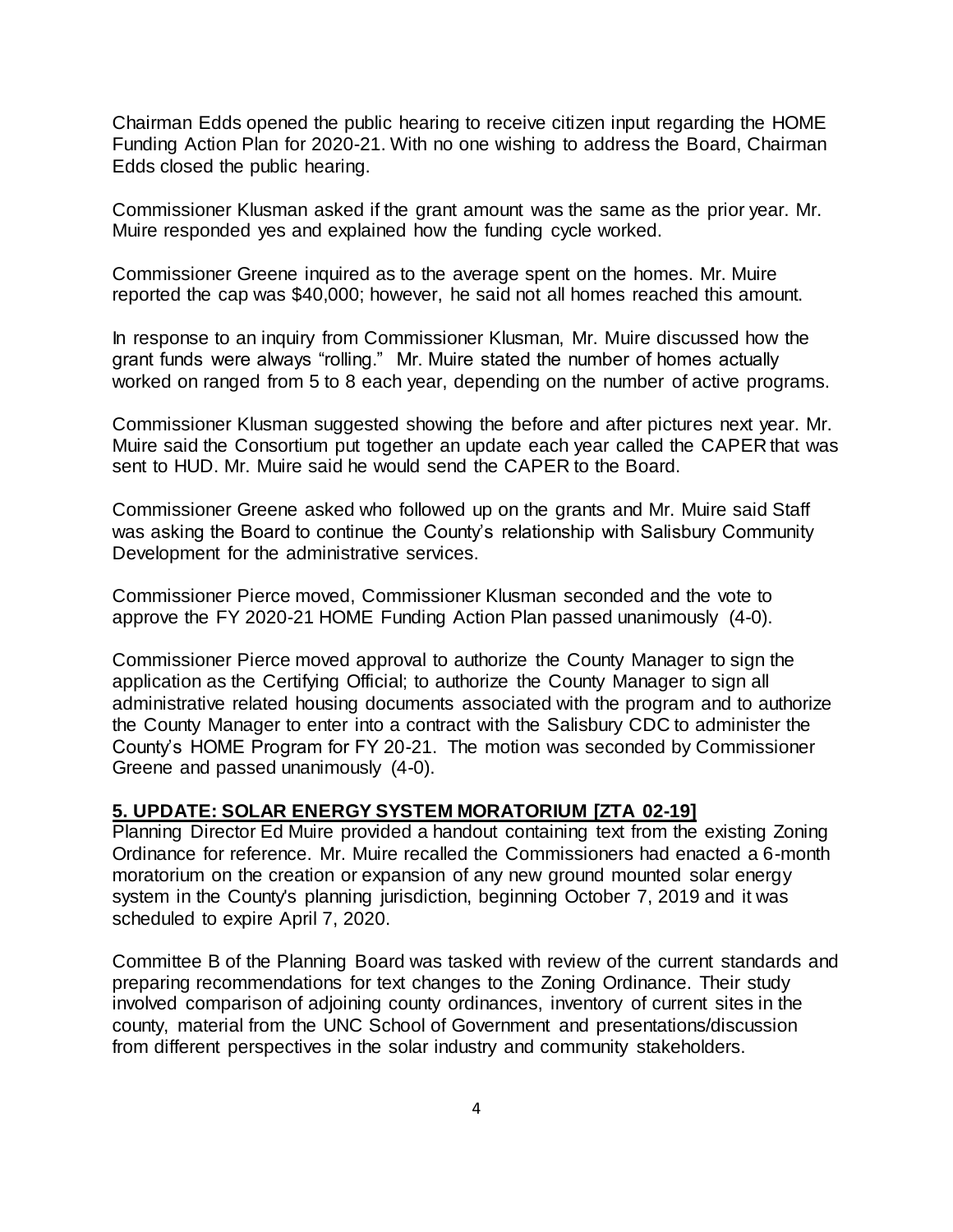Chairman Edds opened the public hearing to receive citizen input regarding the HOME Funding Action Plan for 2020-21. With no one wishing to address the Board, Chairman Edds closed the public hearing.

Commissioner Klusman asked if the grant amount was the same as the prior year. Mr. Muire responded yes and explained how the funding cycle worked.

Commissioner Greene inquired as to the average spent on the homes. Mr. Muire reported the cap was $40,000; however, he said not all homes reached this amount.

In response to an inquiry from Commissioner Klusman, Mr. Muire discussed how the grant funds were always "rolling." Mr. Muire stated the number of homes actually worked on ranged from 5 to 8 each year, depending on the number of active programs.

Commissioner Klusman suggested showing the before and after pictures next year. Mr. Muire said the Consortium put together an update each year called the CAPER that was sent to HUD. Mr. Muire said he would send the CAPER to the Board.

Commissioner Greene asked who followed up on the grants and Mr. Muire said Staff was asking the Board to continue the County's relationship with Salisbury Community Development for the administrative services.

Commissioner Pierce moved, Commissioner Klusman seconded and the vote to approve the FY 2020-21 HOME Funding Action Plan passed unanimously (4-0).

Commissioner Pierce moved approval to authorize the County Manager to sign the application as the Certifying Official; to authorize the County Manager to sign all administrative related housing documents associated with the program and to authorize the County Manager to enter into a contract with the Salisbury CDC to administer the County's HOME Program for FY 20-21. The motion was seconded by Commissioner Greene and passed unanimously (4-0).

## 5. UPDATE: SOLAR ENERGY SYSTEM MORATORIUM [ZTA 02-19]

Planning Director Ed Muire provided a handout containing text from the existing Zoning Ordinance for reference. Mr. Muire recalled the Commissioners had enacted a 6-month moratorium on the creation or expansion of any new ground mounted solar energy system in the County's planning jurisdiction, beginning October 7, 2019 and it was scheduled to expire April 7, 2020.

Committee B of the Planning Board was tasked with review of the current standards and preparing recommendations for text changes to the Zoning Ordinance. Their study involved comparison of adjoining county ordinances, inventory of current sites in the county, material from the UNC School of Government and presentations/discussion from different perspectives in the solar industry and community stakeholders.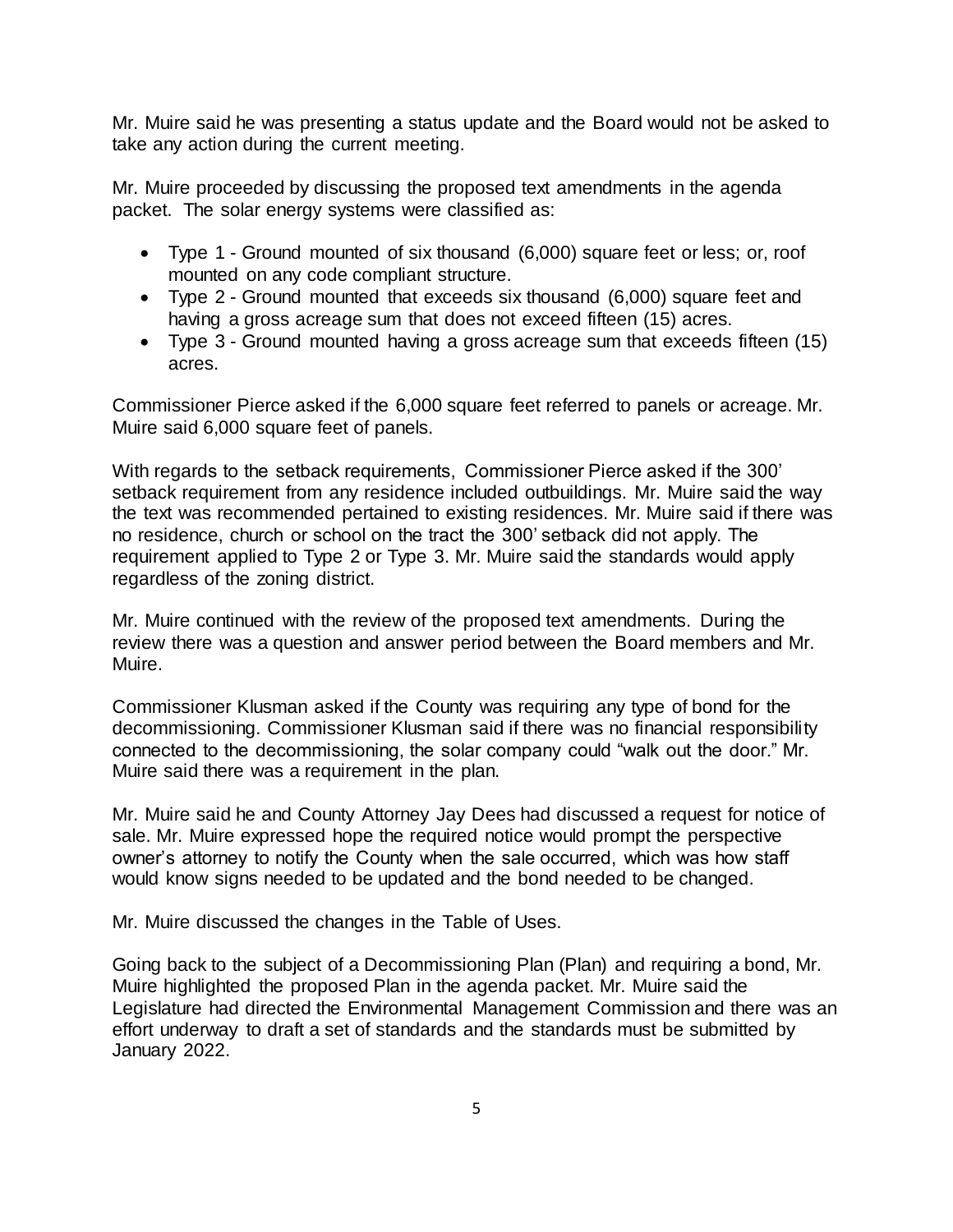Mr. Muire said he was presenting a status update and the Board would not be asked to take any action during the current meeting.

Mr. Muire proceeded by discussing the proposed text amendments in the agenda packet. The solar energy systems were classified as:

- Type 1 - Ground mounted of six thousand (6,000) square feet or less; or, roof mounted on any code compliant structure.
- Type 2 - Ground mounted that exceeds six thousand (6,000) square feet and having a gross acreage sum that does not exceed fifteen (15) acres.
- Type 3 - Ground mounted having a gross acreage sum that exceeds fifteen (15) acres.

Commissioner Pierce asked if the 6,000 square feet referred to panels or acreage. Mr. Muire said 6,000 square feet of panels.

With regards to the setback requirements, Commissioner Pierce asked if the 300' setback requirement from any residence included outbuildings. Mr. Muire said the way the text was recommended pertained to existing residences. Mr. Muire said if there was no residence, church or school on the tract the 300' setback did not apply. The requirement applied to Type 2 or Type 3. Mr. Muire said the standards would apply regardless of the zoning district.

Mr. Muire continued with the review of the proposed text amendments. During the review there was a question and answer period between the Board members and Mr. Muire.

Commissioner Klusman asked if the County was requiring any type of bond for the decommissioning. Commissioner Klusman said if there was no financial responsibility connected to the decommissioning, the solar company could "walk out the door." Mr. Muire said there was a requirement in the plan.

Mr. Muire said he and County Attorney Jay Dees had discussed a request for notice of sale. Mr. Muire expressed hope the required notice would prompt the perspective owner's attorney to notify the County when the sale occurred, which was how staff would know signs needed to be updated and the bond needed to be changed.

Mr. Muire discussed the changes in the Table of Uses.

Going back to the subject of a Decommissioning Plan (Plan) and requiring a bond, Mr. Muire highlighted the proposed Plan in the agenda packet. Mr. Muire said the Legislature had directed the Environmental Management Commission and there was an effort underway to draft a set of standards and the standards must be submitted by January 2022.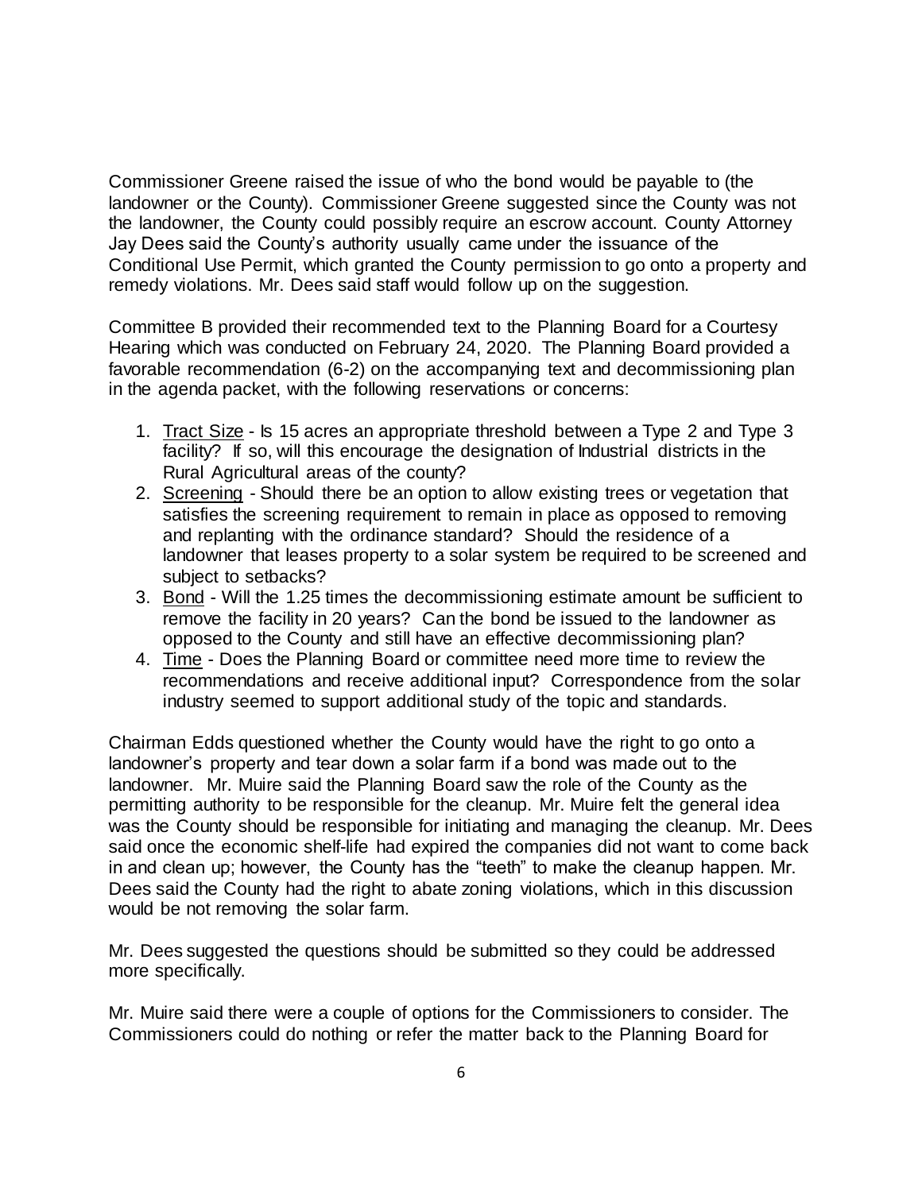Commissioner Greene raised the issue of who the bond would be payable to (the landowner or the County). Commissioner Greene suggested since the County was not the landowner, the County could possibly require an escrow account. County Attorney Jay Dees said the County's authority usually came under the issuance of the Conditional Use Permit, which granted the County permission to go onto a property and remedy violations. Mr. Dees said staff would follow up on the suggestion.

Committee B provided their recommended text to the Planning Board for a Courtesy Hearing which was conducted on February 24, 2020. The Planning Board provided a favorable recommendation (6-2) on the accompanying text and decommissioning plan in the agenda packet, with the following reservations or concerns:

1. Tract Size - Is 15 acres an appropriate threshold between a Type 2 and Type 3 facility? If so, will this encourage the designation of Industrial districts in the Rural Agricultural areas of the county?
2. Screening - Should there be an option to allow existing trees or vegetation that satisfies the screening requirement to remain in place as opposed to removing and replanting with the ordinance standard? Should the residence of a landowner that leases property to a solar system be required to be screened and subject to setbacks?
3. Bond - Will the 1.25 times the decommissioning estimate amount be sufficient to remove the facility in 20 years? Can the bond be issued to the landowner as opposed to the County and still have an effective decommissioning plan?
4. Time - Does the Planning Board or committee need more time to review the recommendations and receive additional input? Correspondence from the solar industry seemed to support additional study of the topic and standards.

Chairman Edds questioned whether the County would have the right to go onto a landowner's property and tear down a solar farm if a bond was made out to the landowner. Mr. Muire said the Planning Board saw the role of the County as the permitting authority to be responsible for the cleanup. Mr. Muire felt the general idea was the County should be responsible for initiating and managing the cleanup. Mr. Dees said once the economic shelf-life had expired the companies did not want to come back in and clean up; however, the County has the "teeth" to make the cleanup happen. Mr. Dees said the County had the right to abate zoning violations, which in this discussion would be not removing the solar farm.

Mr. Dees suggested the questions should be submitted so they could be addressed more specifically.

Mr. Muire said there were a couple of options for the Commissioners to consider. The Commissioners could do nothing or refer the matter back to the Planning Board for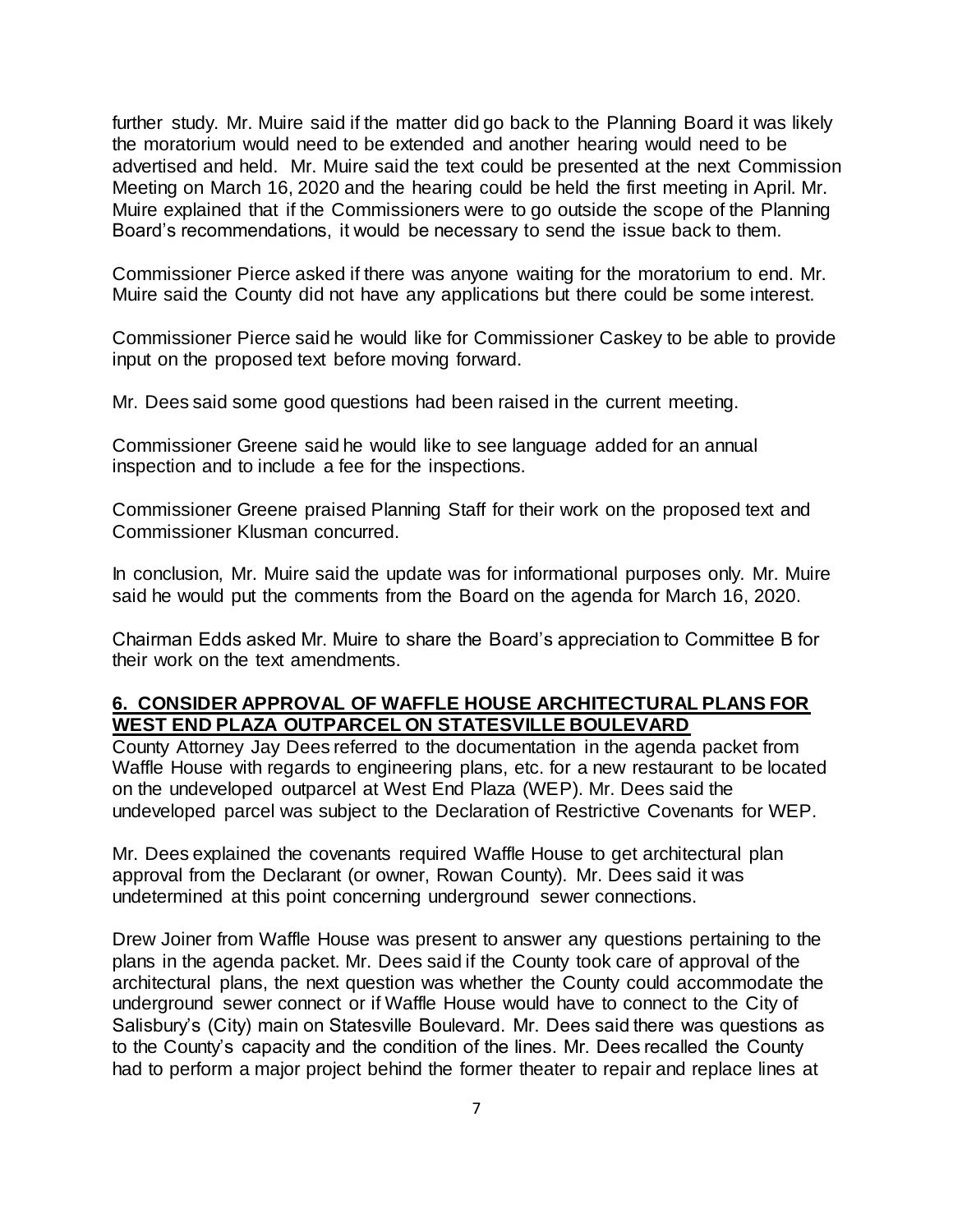further study. Mr. Muire said if the matter did go back to the Planning Board it was likely the moratorium would need to be extended and another hearing would need to be advertised and held. Mr. Muire said the text could be presented at the next Commission Meeting on March 16, 2020 and the hearing could be held the first meeting in April. Mr. Muire explained that if the Commissioners were to go outside the scope of the Planning Board's recommendations, it would be necessary to send the issue back to them.

Commissioner Pierce asked if there was anyone waiting for the moratorium to end. Mr. Muire said the County did not have any applications but there could be some interest.

Commissioner Pierce said he would like for Commissioner Caskey to be able to provide input on the proposed text before moving forward.

Mr. Dees said some good questions had been raised in the current meeting.

Commissioner Greene said he would like to see language added for an annual inspection and to include a fee for the inspections.

Commissioner Greene praised Planning Staff for their work on the proposed text and Commissioner Klusman concurred.

In conclusion, Mr. Muire said the update was for informational purposes only. Mr. Muire said he would put the comments from the Board on the agenda for March 16, 2020.

Chairman Edds asked Mr. Muire to share the Board's appreciation to Committee B for their work on the text amendments.

## 6. CONSIDER APPROVAL OF WAFFLE HOUSE ARCHITECTURAL PLANS FOR WEST END PLAZA OUTPARCEL ON STATESVILLE BOULEVARD

County Attorney Jay Dees referred to the documentation in the agenda packet from Waffle House with regards to engineering plans, etc. for a new restaurant to be located on the undeveloped outparcel at West End Plaza (WEP). Mr. Dees said the undeveloped parcel was subject to the Declaration of Restrictive Covenants for WEP.

Mr. Dees explained the covenants required Waffle House to get architectural plan approval from the Declarant (or owner, Rowan County). Mr. Dees said it was undetermined at this point concerning underground sewer connections.

Drew Joiner from Waffle House was present to answer any questions pertaining to the plans in the agenda packet. Mr. Dees said if the County took care of approval of the architectural plans, the next question was whether the County could accommodate the underground sewer connect or if Waffle House would have to connect to the City of Salisbury's (City) main on Statesville Boulevard. Mr. Dees said there was questions as to the County's capacity and the condition of the lines. Mr. Dees recalled the County had to perform a major project behind the former theater to repair and replace lines at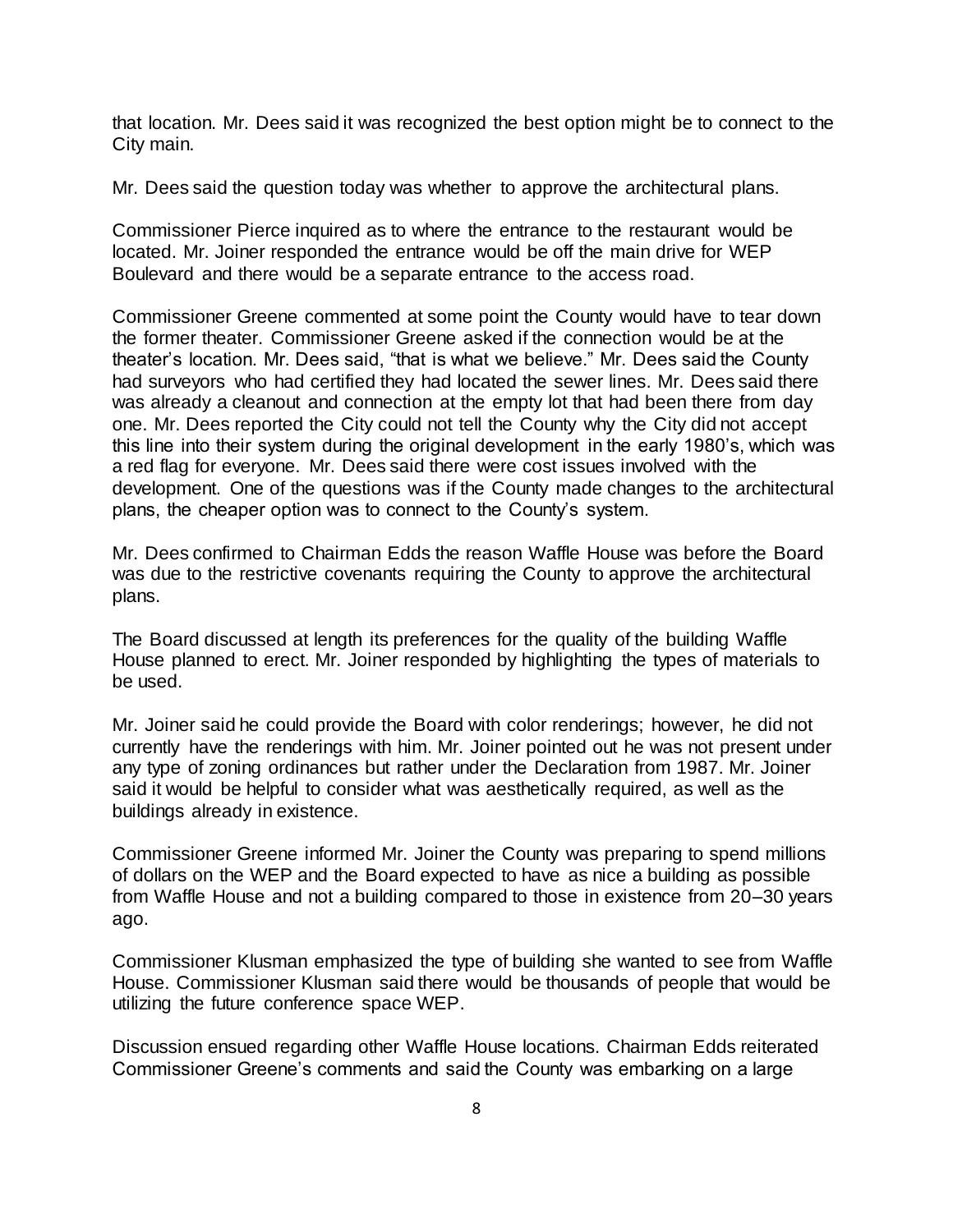that location. Mr. Dees said it was recognized the best option might be to connect to the City main.

Mr. Dees said the question today was whether to approve the architectural plans.

Commissioner Pierce inquired as to where the entrance to the restaurant would be located. Mr. Joiner responded the entrance would be off the main drive for WEP Boulevard and there would be a separate entrance to the access road.

Commissioner Greene commented at some point the County would have to tear down the former theater. Commissioner Greene asked if the connection would be at the theater's location. Mr. Dees said, "that is what we believe." Mr. Dees said the County had surveyors who had certified they had located the sewer lines. Mr. Dees said there was already a cleanout and connection at the empty lot that had been there from day one. Mr. Dees reported the City could not tell the County why the City did not accept this line into their system during the original development in the early 1980's, which was a red flag for everyone. Mr. Dees said there were cost issues involved with the development. One of the questions was if the County made changes to the architectural plans, the cheaper option was to connect to the County's system.

Mr. Dees confirmed to Chairman Edds the reason Waffle House was before the Board was due to the restrictive covenants requiring the County to approve the architectural plans.

The Board discussed at length its preferences for the quality of the building Waffle House planned to erect. Mr. Joiner responded by highlighting the types of materials to be used.

Mr. Joiner said he could provide the Board with color renderings; however, he did not currently have the renderings with him. Mr. Joiner pointed out he was not present under any type of zoning ordinances but rather under the Declaration from 1987. Mr. Joiner said it would be helpful to consider what was aesthetically required, as well as the buildings already in existence.

Commissioner Greene informed Mr. Joiner the County was preparing to spend millions of dollars on the WEP and the Board expected to have as nice a building as possible from Waffle House and not a building compared to those in existence from 20–30 years ago.

Commissioner Klusman emphasized the type of building she wanted to see from Waffle House. Commissioner Klusman said there would be thousands of people that would be utilizing the future conference space WEP.

Discussion ensued regarding other Waffle House locations. Chairman Edds reiterated Commissioner Greene's comments and said the County was embarking on a large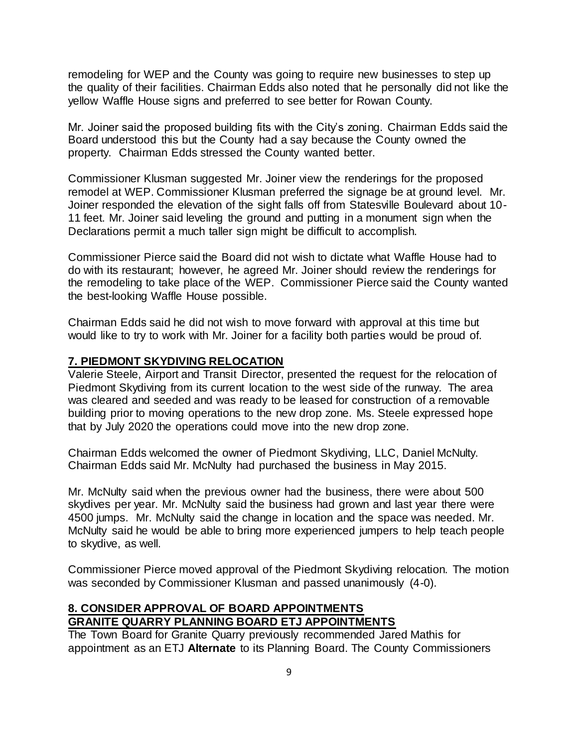remodeling for WEP and the County was going to require new businesses to step up the quality of their facilities. Chairman Edds also noted that he personally did not like the yellow Waffle House signs and preferred to see better for Rowan County.

Mr. Joiner said the proposed building fits with the City's zoning. Chairman Edds said the Board understood this but the County had a say because the County owned the property. Chairman Edds stressed the County wanted better.

Commissioner Klusman suggested Mr. Joiner view the renderings for the proposed remodel at WEP. Commissioner Klusman preferred the signage be at ground level. Mr. Joiner responded the elevation of the sight falls off from Statesville Boulevard about 10-11 feet. Mr. Joiner said leveling the ground and putting in a monument sign when the Declarations permit a much taller sign might be difficult to accomplish.

Commissioner Pierce said the Board did not wish to dictate what Waffle House had to do with its restaurant; however, he agreed Mr. Joiner should review the renderings for the remodeling to take place of the WEP. Commissioner Pierce said the County wanted the best-looking Waffle House possible.

Chairman Edds said he did not wish to move forward with approval at this time but would like to try to work with Mr. Joiner for a facility both parties would be proud of.

## 7. PIEDMONT SKYDIVING RELOCATION

Valerie Steele, Airport and Transit Director, presented the request for the relocation of Piedmont Skydiving from its current location to the west side of the runway. The area was cleared and seeded and was ready to be leased for construction of a removable building prior to moving operations to the new drop zone. Ms. Steele expressed hope that by July 2020 the operations could move into the new drop zone.

Chairman Edds welcomed the owner of Piedmont Skydiving, LLC, Daniel McNulty. Chairman Edds said Mr. McNulty had purchased the business in May 2015.

Mr. McNulty said when the previous owner had the business, there were about 500 skydives per year. Mr. McNulty said the business had grown and last year there were 4500 jumps. Mr. McNulty said the change in location and the space was needed. Mr. McNulty said he would be able to bring more experienced jumpers to help teach people to skydive, as well.

Commissioner Pierce moved approval of the Piedmont Skydiving relocation. The motion was seconded by Commissioner Klusman and passed unanimously (4-0).

## 8. CONSIDER APPROVAL OF BOARD APPOINTMENTS

## GRANITE QUARRY PLANNING BOARD ETJ APPOINTMENTS

The Town Board for Granite Quarry previously recommended Jared Mathis for appointment as an ETJ **Alternate** to its Planning Board. The County Commissioners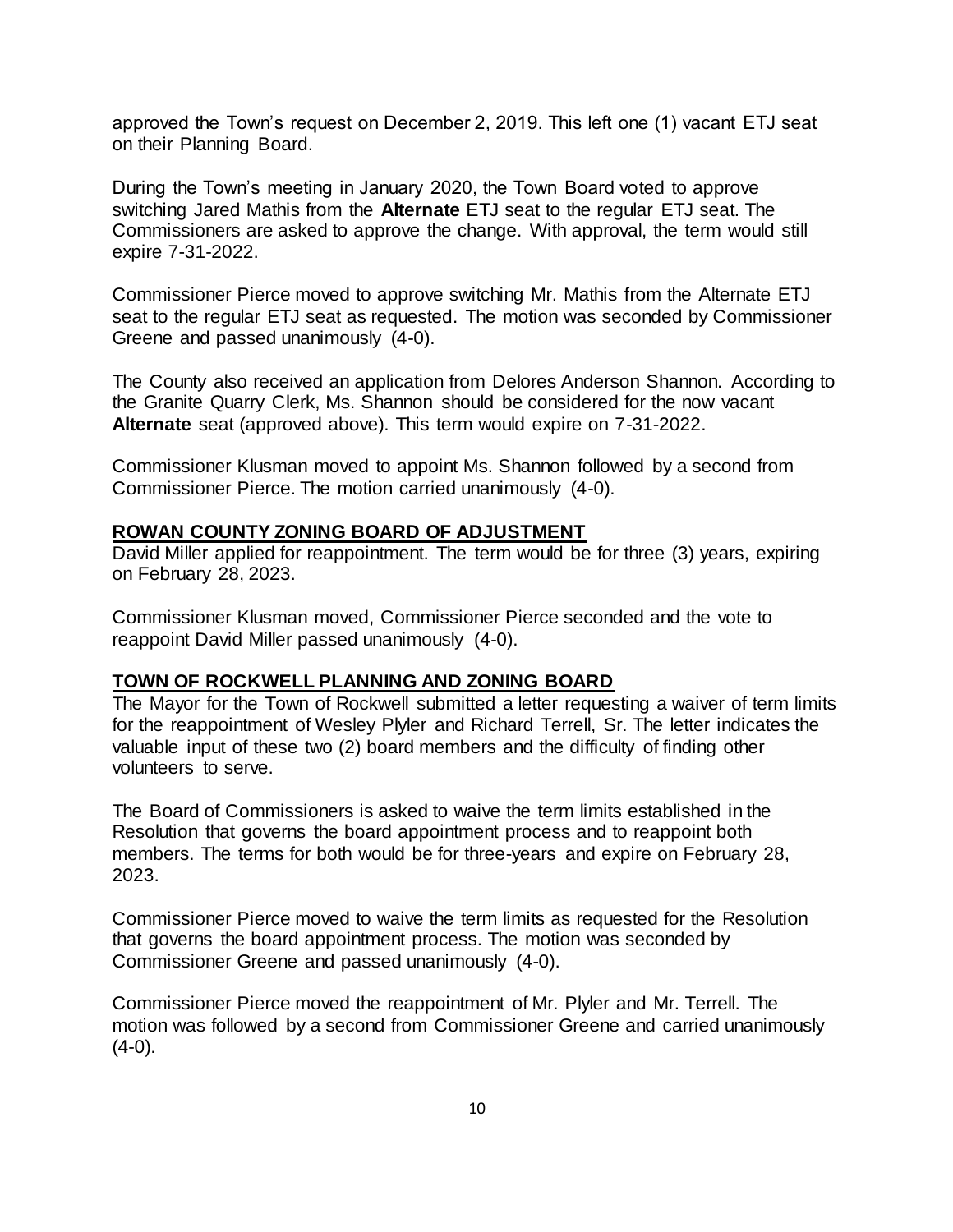approved the Town's request on December 2, 2019. This left one (1) vacant ETJ seat on their Planning Board.

During the Town's meeting in January 2020, the Town Board voted to approve switching Jared Mathis from the **Alternate** ETJ seat to the regular ETJ seat. The Commissioners are asked to approve the change. With approval, the term would still expire 7-31-2022.

Commissioner Pierce moved to approve switching Mr. Mathis from the Alternate ETJ seat to the regular ETJ seat as requested. The motion was seconded by Commissioner Greene and passed unanimously (4-0).

The County also received an application from Delores Anderson Shannon. According to the Granite Quarry Clerk, Ms. Shannon should be considered for the now vacant **Alternate** seat (approved above). This term would expire on 7-31-2022.

Commissioner Klusman moved to appoint Ms. Shannon followed by a second from Commissioner Pierce. The motion carried unanimously (4-0).

**ROWAN COUNTY ZONING BOARD OF ADJUSTMENT**

David Miller applied for reappointment. The term would be for three (3) years, expiring on February 28, 2023.

Commissioner Klusman moved, Commissioner Pierce seconded and the vote to reappoint David Miller passed unanimously (4-0).

**TOWN OF ROCKWELL PLANNING AND ZONING BOARD**

The Mayor for the Town of Rockwell submitted a letter requesting a waiver of term limits for the reappointment of Wesley Plyler and Richard Terrell, Sr. The letter indicates the valuable input of these two (2) board members and the difficulty of finding other volunteers to serve.

The Board of Commissioners is asked to waive the term limits established in the Resolution that governs the board appointment process and to reappoint both members. The terms for both would be for three-years and expire on February 28, 2023.

Commissioner Pierce moved to waive the term limits as requested for the Resolution that governs the board appointment process. The motion was seconded by Commissioner Greene and passed unanimously (4-0).

Commissioner Pierce moved the reappointment of Mr. Plyler and Mr. Terrell. The motion was followed by a second from Commissioner Greene and carried unanimously (4-0).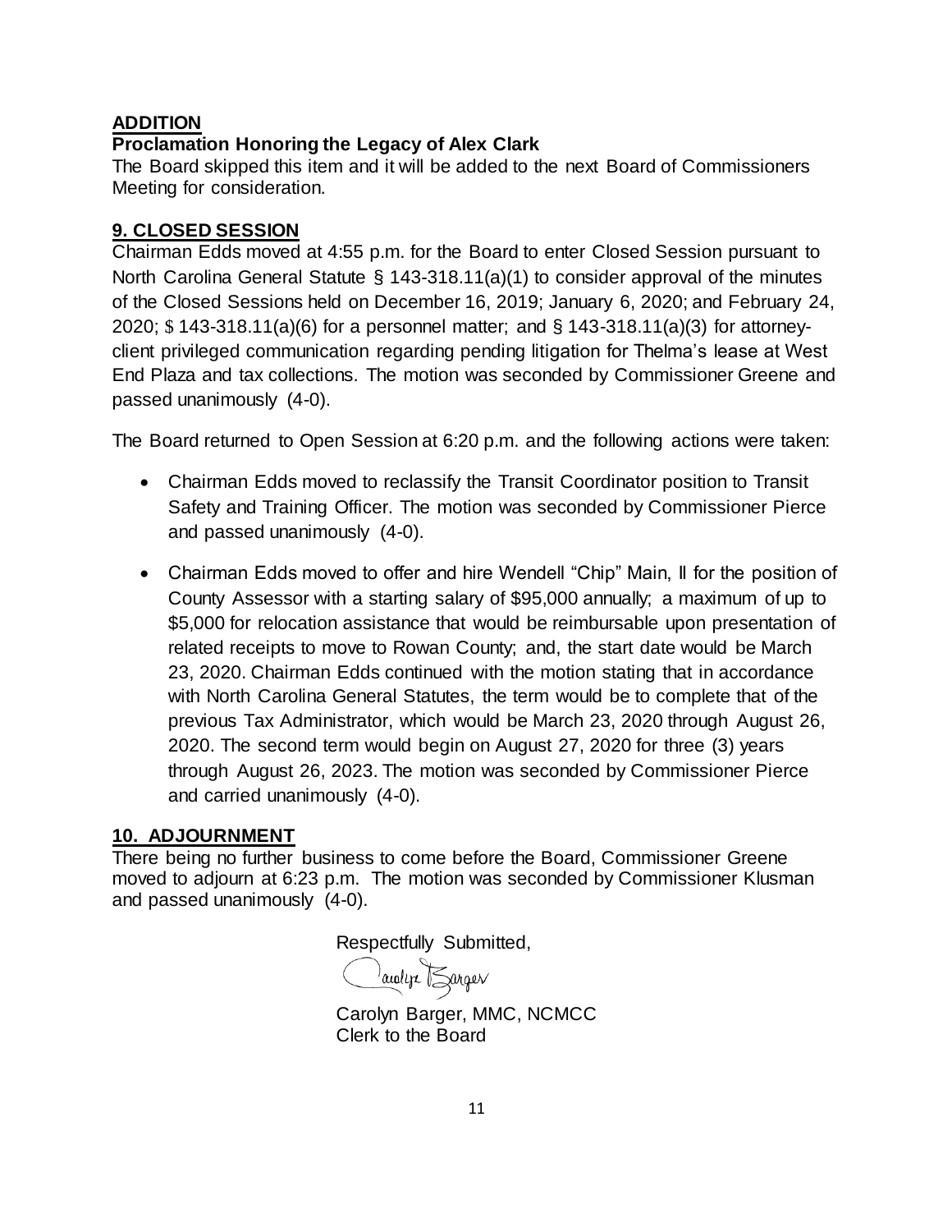**ADDITION**

**Proclamation Honoring the Legacy of Alex Clark**

The Board skipped this item and it will be added to the next Board of Commissioners Meeting for consideration.

**9. CLOSED SESSION**

Chairman Edds moved at 4:55 p.m. for the Board to enter Closed Session pursuant to North Carolina General Statute § 143-318.11(a)(1) to consider approval of the minutes of the Closed Sessions held on December 16, 2019; January 6, 2020; and February 24, 2020; $ 143-318.11(a)(6) for a personnel matter; and § 143-318.11(a)(3) for attorney-client privileged communication regarding pending litigation for Thelma's lease at West End Plaza and tax collections. The motion was seconded by Commissioner Greene and passed unanimously (4-0).

The Board returned to Open Session at 6:20 p.m. and the following actions were taken:

- Chairman Edds moved to reclassify the Transit Coordinator position to Transit Safety and Training Officer. The motion was seconded by Commissioner Pierce and passed unanimously (4-0).
- Chairman Edds moved to offer and hire Wendell "Chip" Main, II for the position of County Assessor with a starting salary of $95,000 annually; a maximum of up to $5,000 for relocation assistance that would be reimbursable upon presentation of related receipts to move to Rowan County; and, the start date would be March 23, 2020. Chairman Edds continued with the motion stating that in accordance with North Carolina General Statutes, the term would be to complete that of the previous Tax Administrator, which would be March 23, 2020 through August 26, 2020. The second term would begin on August 27, 2020 for three (3) years through August 26, 2023. The motion was seconded by Commissioner Pierce and carried unanimously (4-0).

**10. ADJOURNMENT**

There being no further business to come before the Board, Commissioner Greene moved to adjourn at 6:23 p.m. The motion was seconded by Commissioner Klusman and passed unanimously (4-0).

Respectfully Submitted,

Carolyn Barger, MMC, NCMCC
Clerk to the Board